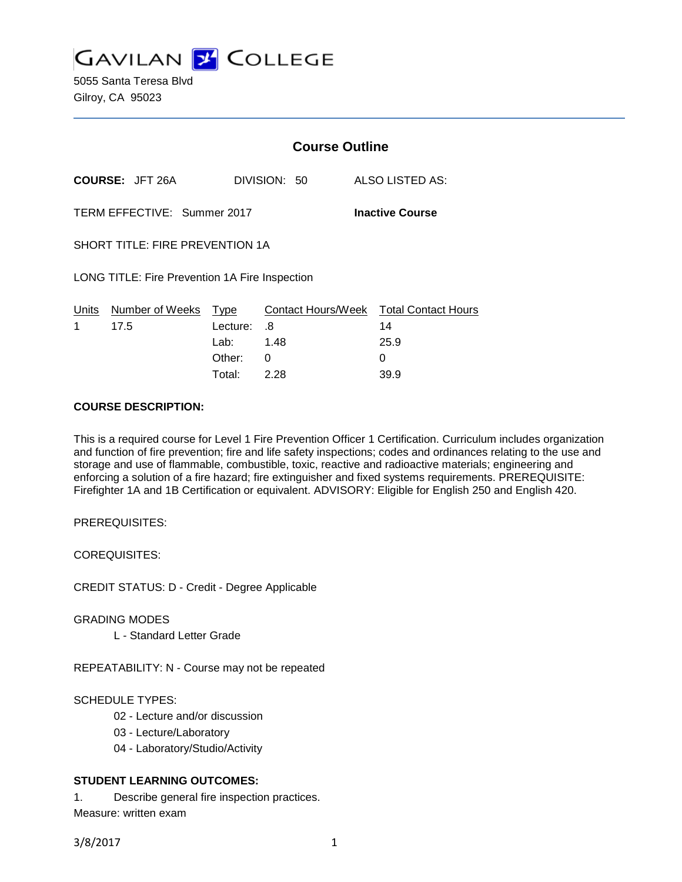GAVILAN COLLEGE

5055 Santa Teresa Blvd
Gilroy, CA 95023

## Course Outline

**COURSE:** JFT 26A DIVISION: 50 ALSO LISTED AS:

TERM EFFECTIVE: Summer 2017 **Inactive Course**

SHORT TITLE: FIRE PREVENTION 1A

LONG TITLE: Fire Prevention 1A Fire Inspection

| Units | Number of Weeks | Type | Contact Hours/Week | Total Contact Hours |
|---|---|---|---|---|
| 1 | 17.5 | Lecture: | .8 | 14 |
| | | Lab: | 1.48 | 25.9 |
| | | Other: | 0 | 0 |
| | | Total: | 2.28 | 39.9 |

**COURSE DESCRIPTION:**

This is a required course for Level 1 Fire Prevention Officer 1 Certification. Curriculum includes organization and function of fire prevention; fire and life safety inspections; codes and ordinances relating to the use and storage and use of flammable, combustible, toxic, reactive and radioactive materials; engineering and enforcing a solution of a fire hazard; fire extinguisher and fixed systems requirements. PREREQUISITE: Firefighter 1A and 1B Certification or equivalent. ADVISORY: Eligible for English 250 and English 420.

PREREQUISITES:

COREQUISITES:

CREDIT STATUS: D - Credit - Degree Applicable

GRADING MODES

L - Standard Letter Grade

REPEATABILITY: N - Course may not be repeated

SCHEDULE TYPES:

02 - Lecture and/or discussion
03 - Lecture/Laboratory
04 - Laboratory/Studio/Activity

**STUDENT LEARNING OUTCOMES:**

1. Describe general fire inspection practices.
Measure: written exam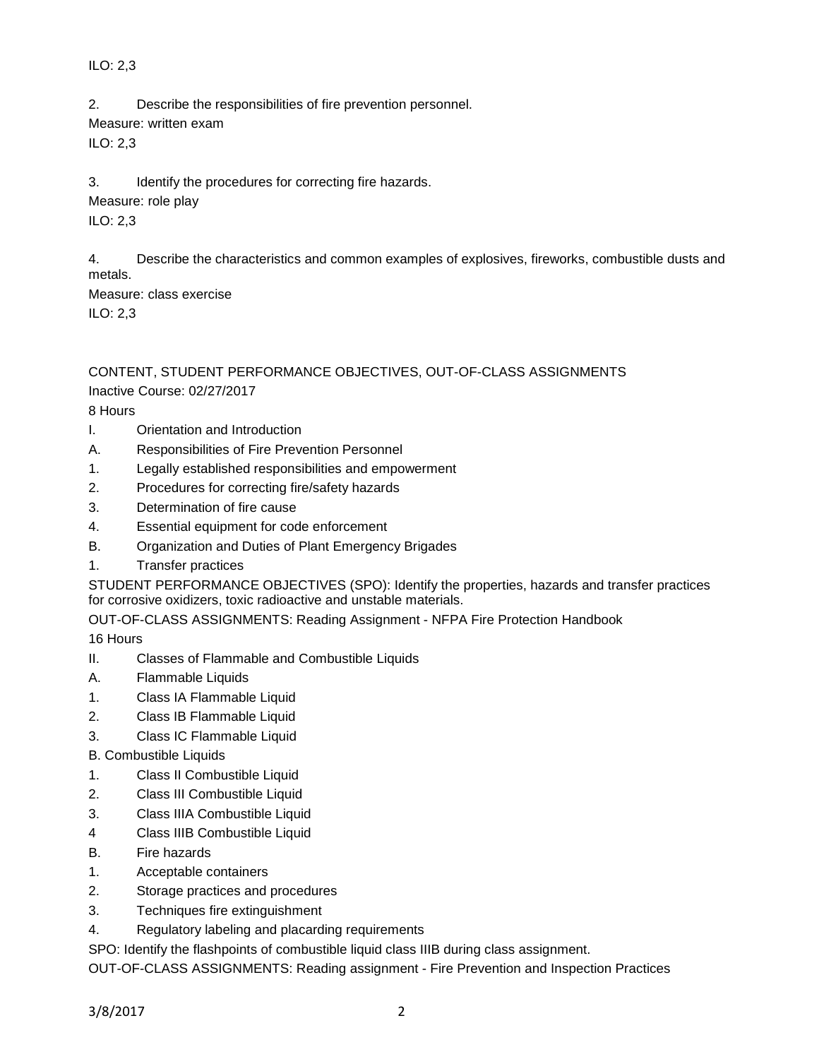ILO: 2,3

2. Describe the responsibilities of fire prevention personnel.

Measure: written exam

ILO: 2,3

3. Identify the procedures for correcting fire hazards.

Measure: role play

ILO: 2,3

4. Describe the characteristics and common examples of explosives, fireworks, combustible dusts and metals.

Measure: class exercise

ILO: 2,3

CONTENT, STUDENT PERFORMANCE OBJECTIVES, OUT-OF-CLASS ASSIGNMENTS

Inactive Course: 02/27/2017

8 Hours

I. Orientation and Introduction

A. Responsibilities of Fire Prevention Personnel

1. Legally established responsibilities and empowerment
2. Procedures for correcting fire/safety hazards
3. Determination of fire cause
4. Essential equipment for code enforcement

B. Organization and Duties of Plant Emergency Brigades

1. Transfer practices

STUDENT PERFORMANCE OBJECTIVES (SPO): Identify the properties, hazards and transfer practices for corrosive oxidizers, toxic radioactive and unstable materials.

OUT-OF-CLASS ASSIGNMENTS: Reading Assignment - NFPA Fire Protection Handbook

16 Hours

II. Classes of Flammable and Combustible Liquids

A. Flammable Liquids

1. Class IA Flammable Liquid
2. Class IB Flammable Liquid
3. Class IC Flammable Liquid

B. Combustible Liquids

1. Class II Combustible Liquid
2. Class III Combustible Liquid
3. Class IIIA Combustible Liquid
4 Class IIIB Combustible Liquid

B. Fire hazards

1. Acceptable containers
2. Storage practices and procedures
3. Techniques fire extinguishment
4. Regulatory labeling and placarding requirements

SPO: Identify the flashpoints of combustible liquid class IIIB during class assignment.

OUT-OF-CLASS ASSIGNMENTS: Reading assignment - Fire Prevention and Inspection Practices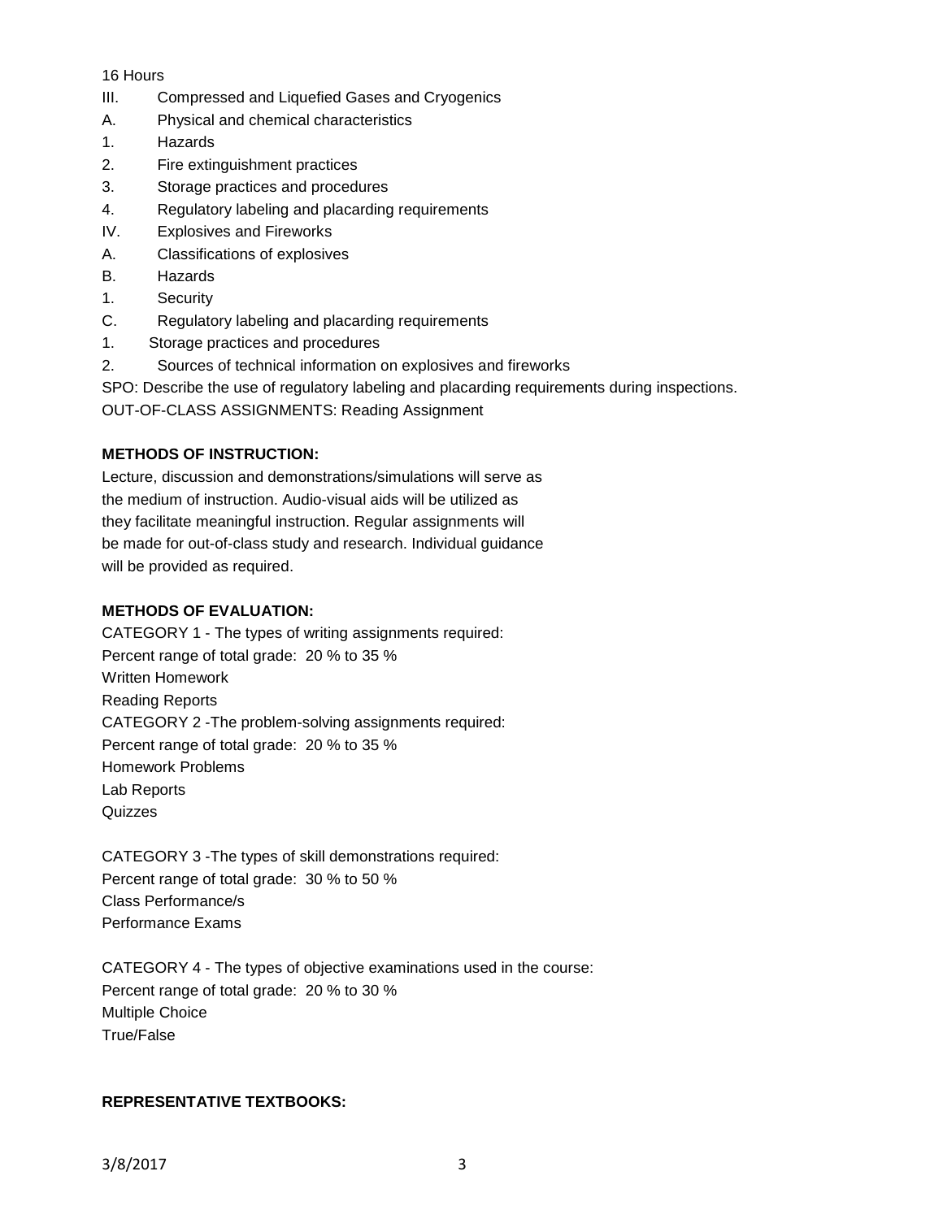16 Hours

III. Compressed and Liquefied Gases and Cryogenics

A. Physical and chemical characteristics

1. Hazards

2. Fire extinguishment practices

3. Storage practices and procedures

4. Regulatory labeling and placarding requirements

IV. Explosives and Fireworks

A. Classifications of explosives

B. Hazards

1. Security

C. Regulatory labeling and placarding requirements

1. Storage practices and procedures

2. Sources of technical information on explosives and fireworks

SPO: Describe the use of regulatory labeling and placarding requirements during inspections.

OUT-OF-CLASS ASSIGNMENTS: Reading Assignment

**METHODS OF INSTRUCTION:**

Lecture, discussion and demonstrations/simulations will serve as the medium of instruction. Audio-visual aids will be utilized as they facilitate meaningful instruction. Regular assignments will be made for out-of-class study and research. Individual guidance will be provided as required.

**METHODS OF EVALUATION:**

CATEGORY 1 - The types of writing assignments required:
Percent range of total grade: 20 % to 35 %
Written Homework
Reading Reports

CATEGORY 2 -The problem-solving assignments required:
Percent range of total grade: 20 % to 35 %
Homework Problems
Lab Reports
Quizzes

CATEGORY 3 -The types of skill demonstrations required:
Percent range of total grade: 30 % to 50 %
Class Performance/s
Performance Exams

CATEGORY 4 - The types of objective examinations used in the course:
Percent range of total grade: 20 % to 30 %
Multiple Choice
True/False

**REPRESENTATIVE TEXTBOOKS:**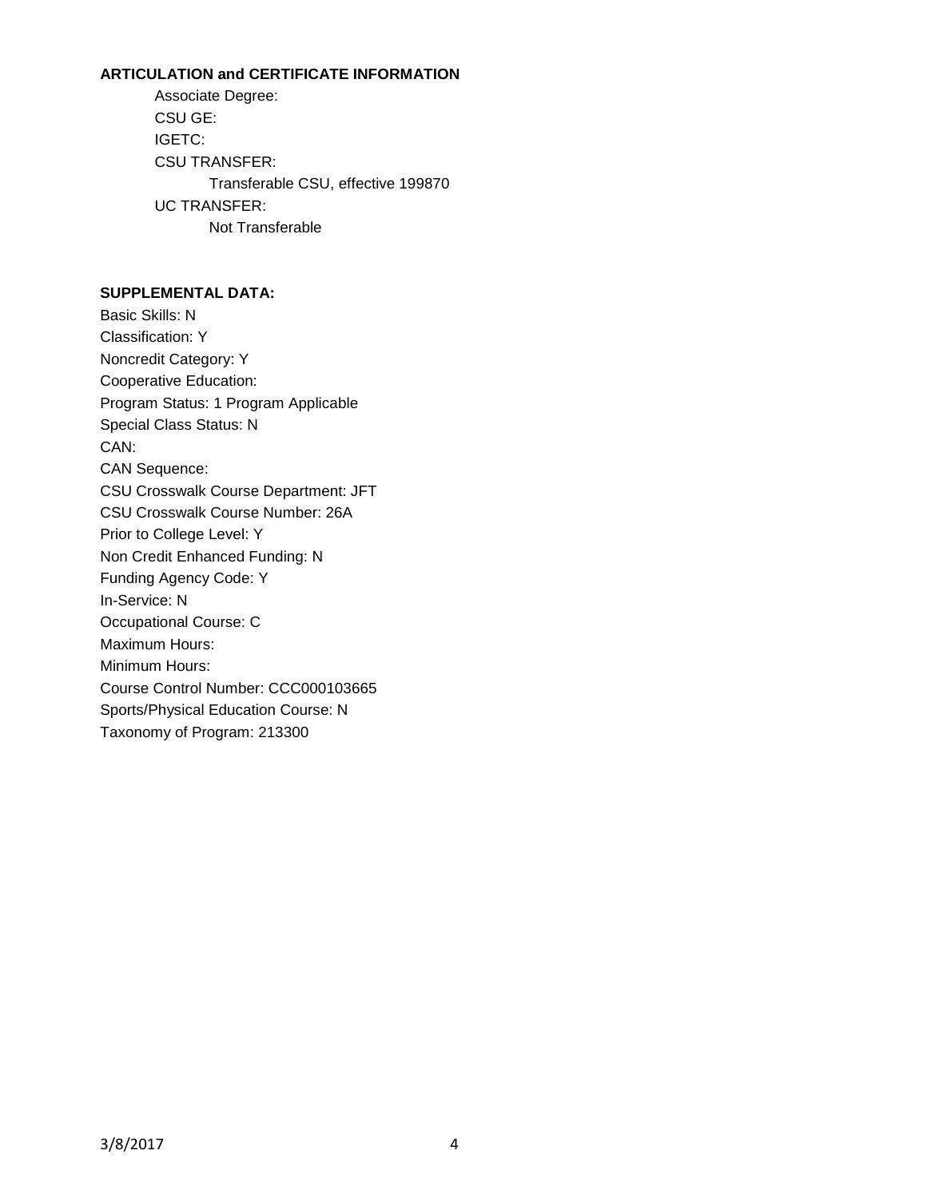**ARTICULATION and CERTIFICATE INFORMATION**

Associate Degree:
CSU GE:
IGETC:
CSU TRANSFER:
    Transferable CSU, effective 199870
UC TRANSFER:
    Not Transferable

**SUPPLEMENTAL DATA:**

Basic Skills: N
Classification: Y
Noncredit Category: Y
Cooperative Education:
Program Status: 1 Program Applicable
Special Class Status: N
CAN:
CAN Sequence:
CSU Crosswalk Course Department: JFT
CSU Crosswalk Course Number: 26A
Prior to College Level: Y
Non Credit Enhanced Funding: N
Funding Agency Code: Y
In-Service: N
Occupational Course: C
Maximum Hours:
Minimum Hours:
Course Control Number: CCC000103665
Sports/Physical Education Course: N
Taxonomy of Program: 213300